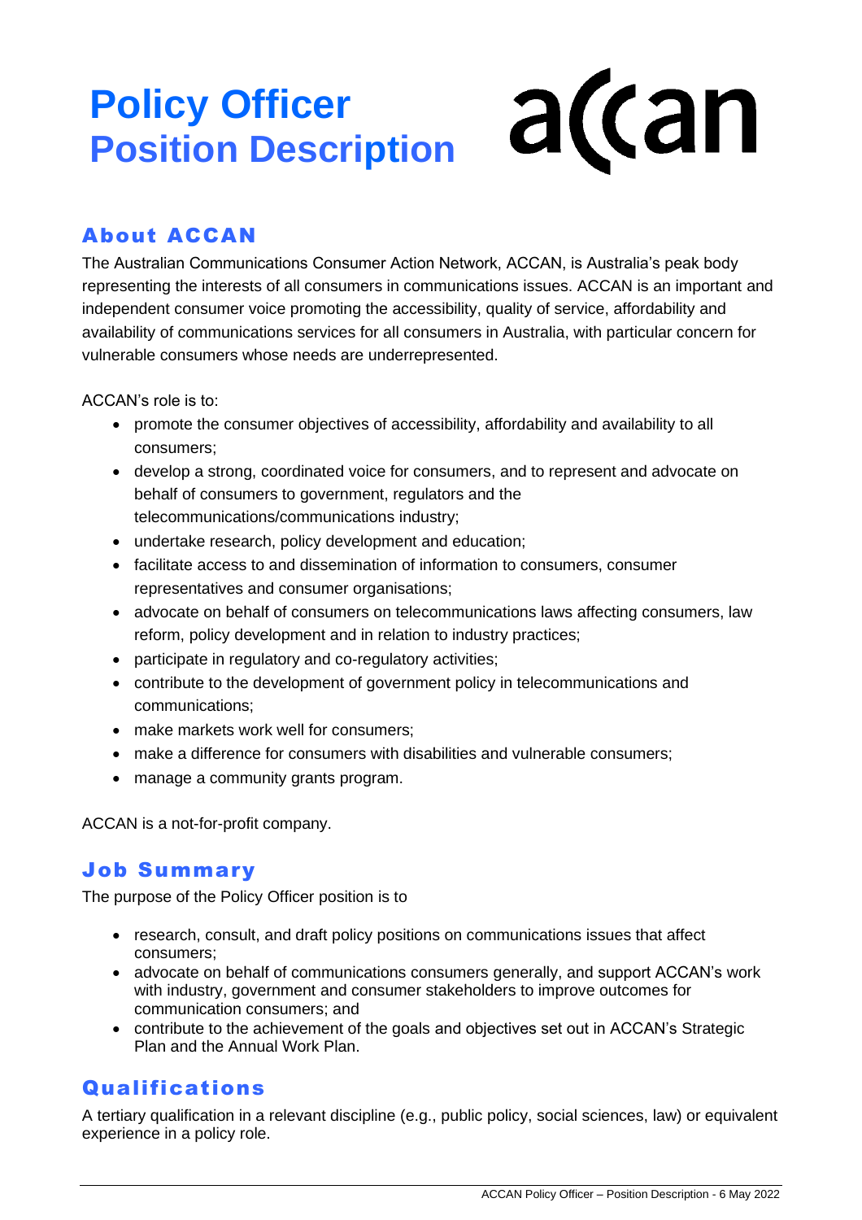# Policy Officer
# Position Description

## About ACCAN

The Australian Communications Consumer Action Network, ACCAN, is Australia's peak body representing the interests of all consumers in communications issues. ACCAN is an important and independent consumer voice promoting the accessibility, quality of service, affordability and availability of communications services for all consumers in Australia, with particular concern for vulnerable consumers whose needs are underrepresented.

ACCAN's role is to:

- promote the consumer objectives of accessibility, affordability and availability to all consumers;
- develop a strong, coordinated voice for consumers, and to represent and advocate on behalf of consumers to government, regulators and the telecommunications/communications industry;
- undertake research, policy development and education;
- facilitate access to and dissemination of information to consumers, consumer representatives and consumer organisations;
- advocate on behalf of consumers on telecommunications laws affecting consumers, law reform, policy development and in relation to industry practices;
- participate in regulatory and co-regulatory activities;
- contribute to the development of government policy in telecommunications and communications;
- make markets work well for consumers;
- make a difference for consumers with disabilities and vulnerable consumers;
- manage a community grants program.

ACCAN is a not-for-profit company.

## Job Summary

The purpose of the Policy Officer position is to

- research, consult, and draft policy positions on communications issues that affect consumers;
- advocate on behalf of communications consumers generally, and support ACCAN's work with industry, government and consumer stakeholders to improve outcomes for communication consumers; and
- contribute to the achievement of the goals and objectives set out in ACCAN's Strategic Plan and the Annual Work Plan.

## Qualifications

A tertiary qualification in a relevant discipline (e.g., public policy, social sciences, law) or equivalent experience in a policy role.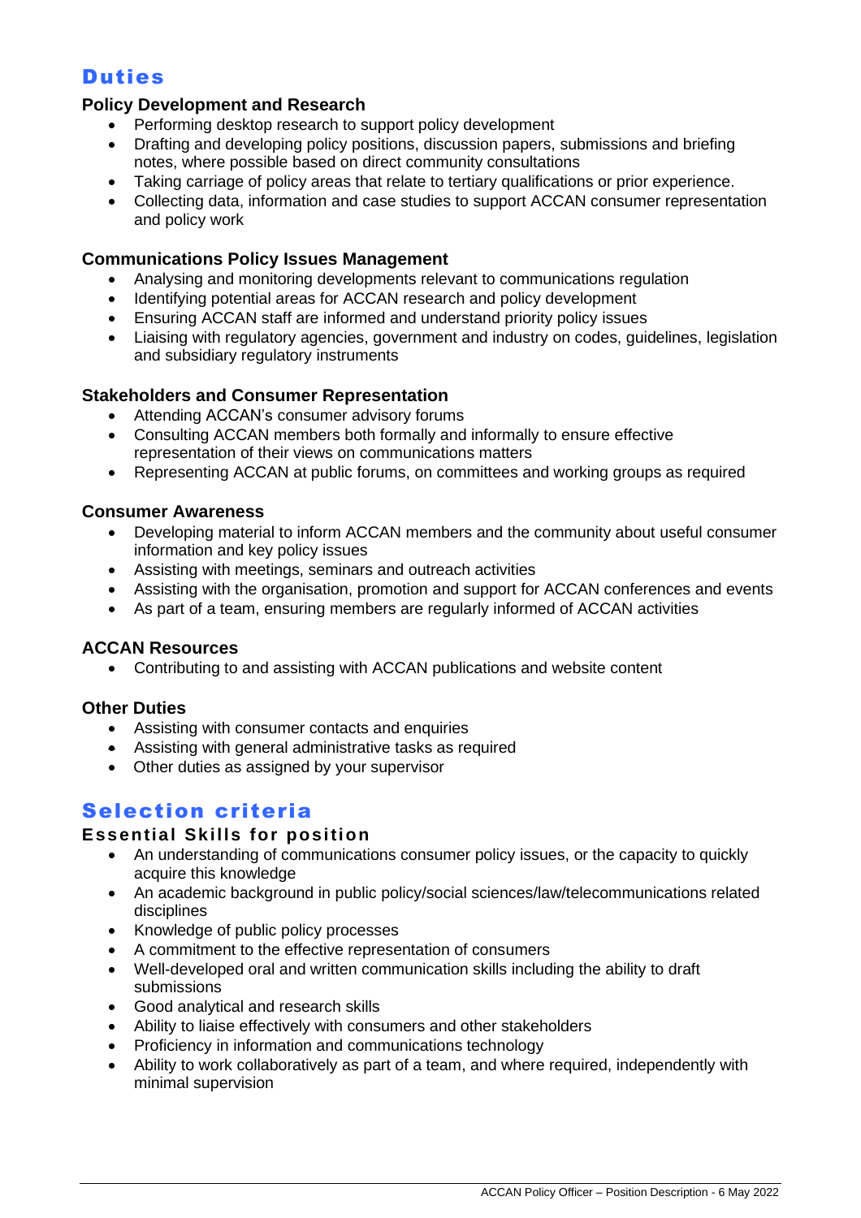# Duties

### Policy Development and Research

- Performing desktop research to support policy development
- Drafting and developing policy positions, discussion papers, submissions and briefing notes, where possible based on direct community consultations
- Taking carriage of policy areas that relate to tertiary qualifications or prior experience.
- Collecting data, information and case studies to support ACCAN consumer representation and policy work

### Communications Policy Issues Management

- Analysing and monitoring developments relevant to communications regulation
- Identifying potential areas for ACCAN research and policy development
- Ensuring ACCAN staff are informed and understand priority policy issues
- Liaising with regulatory agencies, government and industry on codes, guidelines, legislation and subsidiary regulatory instruments

### Stakeholders and Consumer Representation

- Attending ACCAN's consumer advisory forums
- Consulting ACCAN members both formally and informally to ensure effective representation of their views on communications matters
- Representing ACCAN at public forums, on committees and working groups as required

### Consumer Awareness

- Developing material to inform ACCAN members and the community about useful consumer information and key policy issues
- Assisting with meetings, seminars and outreach activities
- Assisting with the organisation, promotion and support for ACCAN conferences and events
- As part of a team, ensuring members are regularly informed of ACCAN activities

### ACCAN Resources

- Contributing to and assisting with ACCAN publications and website content

### Other Duties

- Assisting with consumer contacts and enquiries
- Assisting with general administrative tasks as required
- Other duties as assigned by your supervisor

# Selection criteria

## Essential Skills for position

- An understanding of communications consumer policy issues, or the capacity to quickly acquire this knowledge
- An academic background in public policy/social sciences/law/telecommunications related disciplines
- Knowledge of public policy processes
- A commitment to the effective representation of consumers
- Well-developed oral and written communication skills including the ability to draft submissions
- Good analytical and research skills
- Ability to liaise effectively with consumers and other stakeholders
- Proficiency in information and communications technology
- Ability to work collaboratively as part of a team, and where required, independently with minimal supervision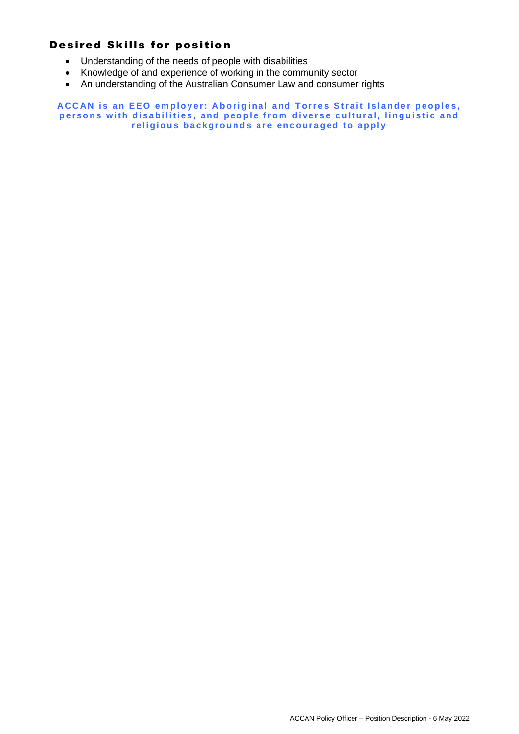## Desired Skills for position

- Understanding of the needs of people with disabilities
- Knowledge of and experience of working in the community sector
- An understanding of the Australian Consumer Law and consumer rights

**ACCAN is an EEO employer: Aboriginal and Torres Strait Islander peoples, persons with disabilities, and people from diverse cultural, linguistic and religious backgrounds are encouraged to apply**